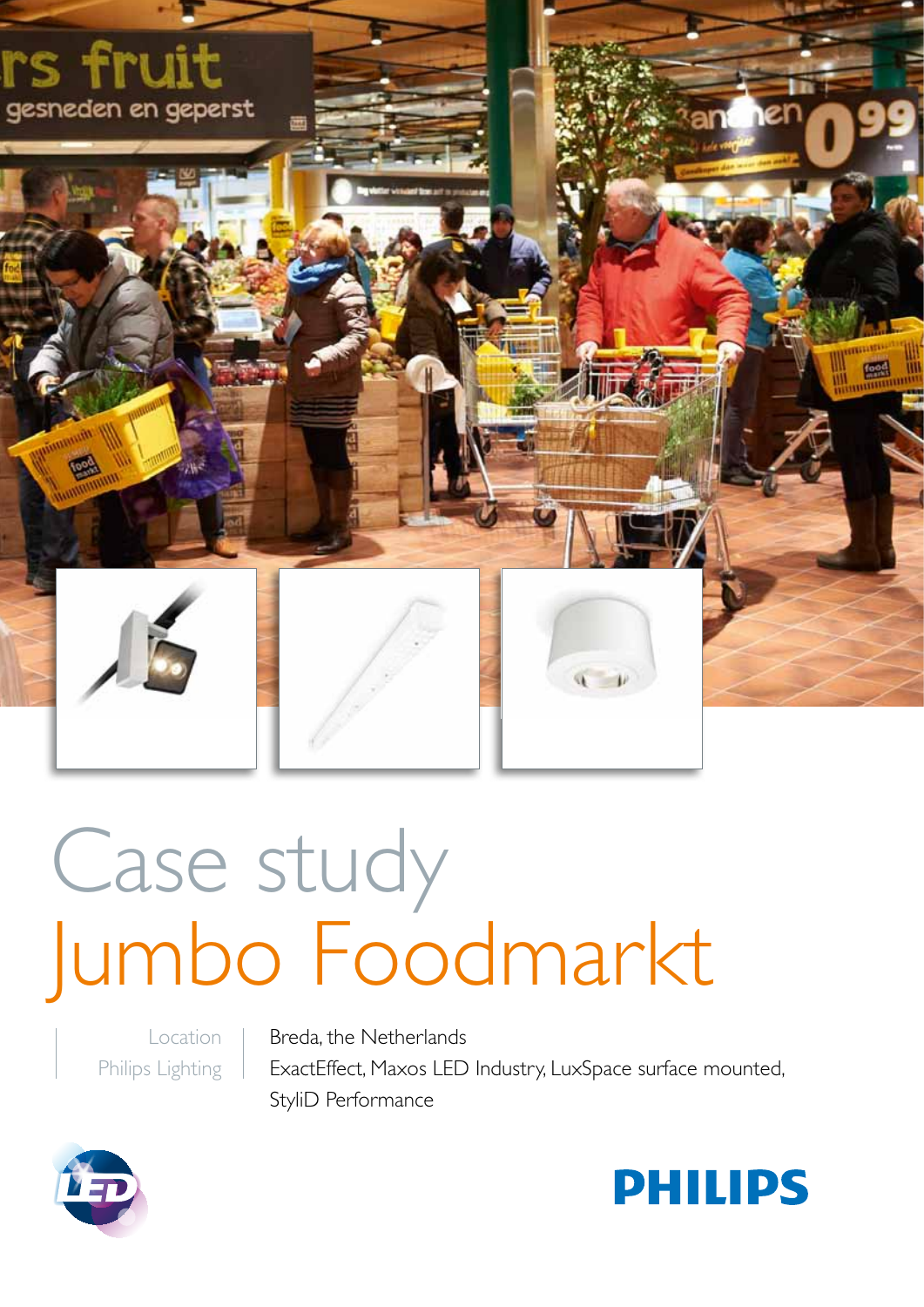# Case study
# Jumbo Foodmarkt

| | |
|---|---|
| Location | Breda, the Netherlands |
| Philips Lighting | ExactEffect, Maxos LED Industry, LuxSpace surface mounted, StyliD Performance |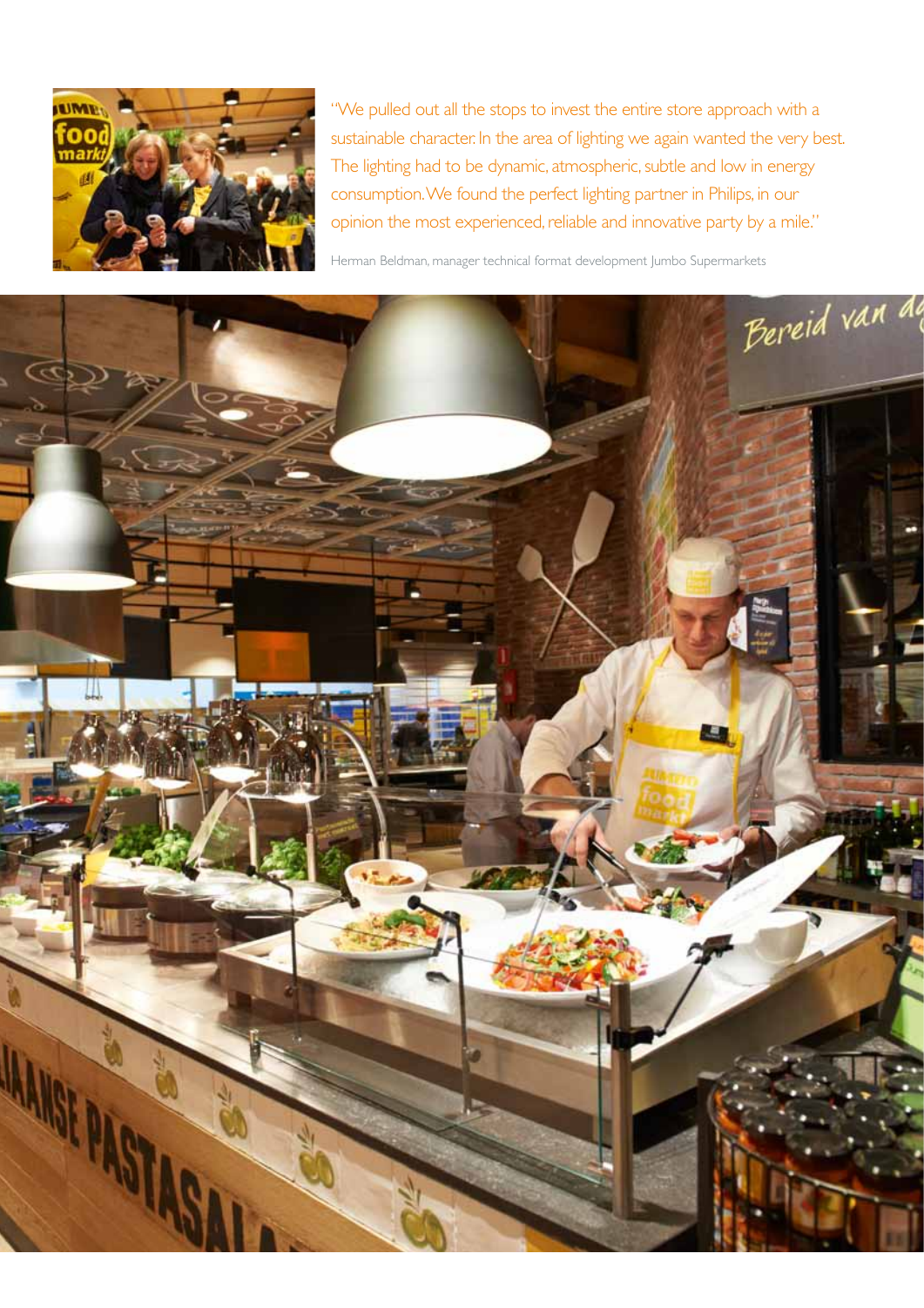"We pulled out all the stops to invest the entire store approach with a sustainable character. In the area of lighting we again wanted the very best. The lighting had to be dynamic, atmospheric, subtle and low in energy consumption. We found the perfect lighting partner in Philips, in our opinion the most experienced, reliable and innovative party by a mile."

Herman Beldman, manager technical format development Jumbo Supermarkets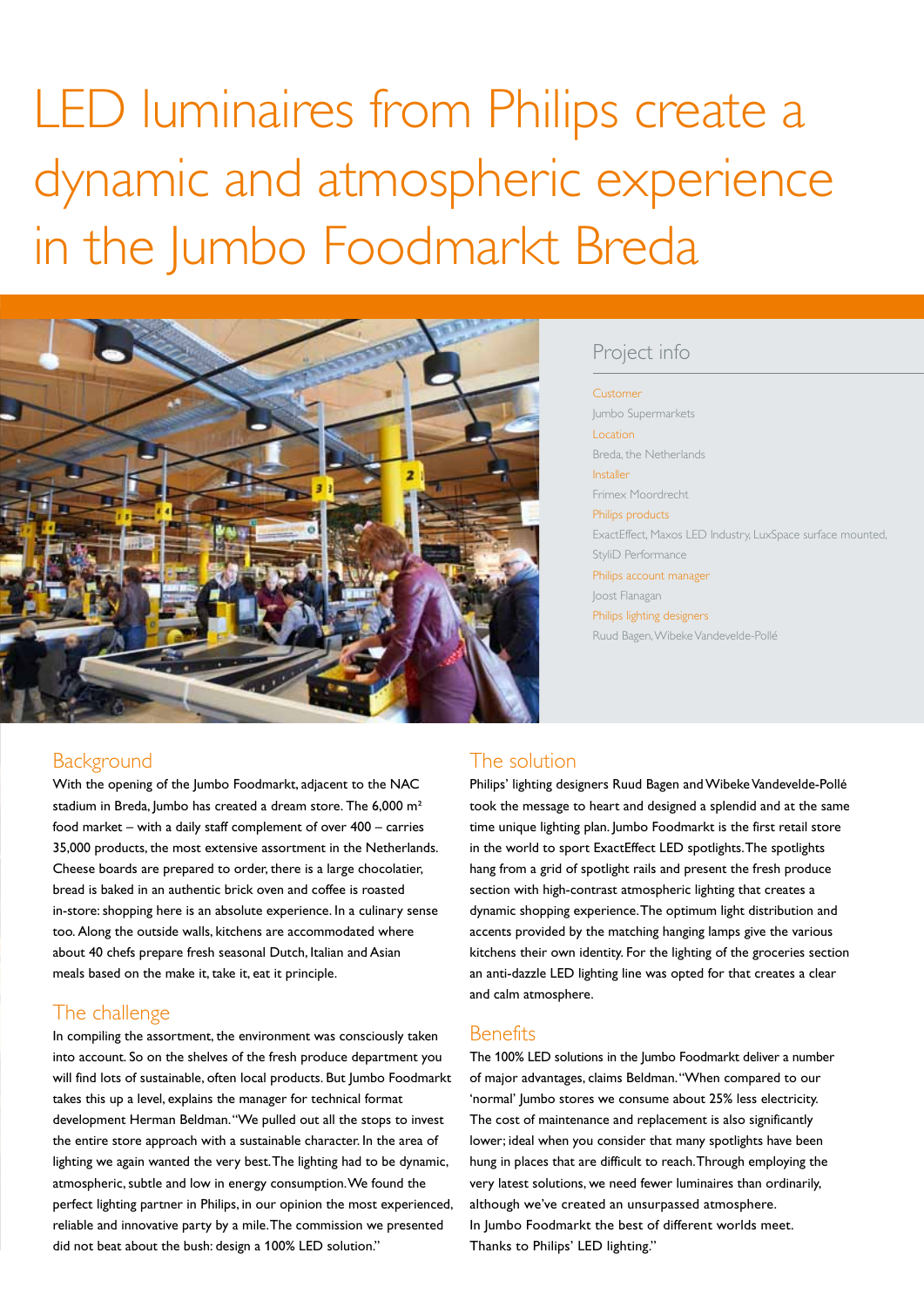# LED luminaires from Philips create a dynamic and atmospheric experience in the Jumbo Foodmarkt Breda

## Project info

**Customer**
Jumbo Supermarkets

**Location**
Breda, the Netherlands

**Installer**
Frimex Moordrecht

**Philips products**
ExactEffect, Maxos LED Industry, LuxSpace surface mounted, StyliD Performance

**Philips account manager**
Joost Flanagan

**Philips lighting designers**
Ruud Bagen, Wibeke Vandevelde-Pollé

## Background

With the opening of the Jumbo Foodmarkt, adjacent to the NAC stadium in Breda, Jumbo has created a dream store. The 6,000 m² food market – with a daily staff complement of over 400 – carries 35,000 products, the most extensive assortment in the Netherlands. Cheese boards are prepared to order, there is a large chocolatier, bread is baked in an authentic brick oven and coffee is roasted in-store: shopping here is an absolute experience. In a culinary sense too. Along the outside walls, kitchens are accommodated where about 40 chefs prepare fresh seasonal Dutch, Italian and Asian meals based on the make it, take it, eat it principle.

## The challenge

In compiling the assortment, the environment was consciously taken into account. So on the shelves of the fresh produce department you will find lots of sustainable, often local products. But Jumbo Foodmarkt takes this up a level, explains the manager for technical format development Herman Beldman. "We pulled out all the stops to invest the entire store approach with a sustainable character. In the area of lighting we again wanted the very best. The lighting had to be dynamic, atmospheric, subtle and low in energy consumption. We found the perfect lighting partner in Philips, in our opinion the most experienced, reliable and innovative party by a mile. The commission we presented did not beat about the bush: design a 100% LED solution."

## The solution

Philips' lighting designers Ruud Bagen and Wibeke Vandevelde-Pollé took the message to heart and designed a splendid and at the same time unique lighting plan. Jumbo Foodmarkt is the first retail store in the world to sport ExactEffect LED spotlights. The spotlights hang from a grid of spotlight rails and present the fresh produce section with high-contrast atmospheric lighting that creates a dynamic shopping experience. The optimum light distribution and accents provided by the matching hanging lamps give the various kitchens their own identity. For the lighting of the groceries section an anti-dazzle LED lighting line was opted for that creates a clear and calm atmosphere.

## Benefits

The 100% LED solutions in the Jumbo Foodmarkt deliver a number of major advantages, claims Beldman. "When compared to our 'normal' Jumbo stores we consume about 25% less electricity. The cost of maintenance and replacement is also significantly lower; ideal when you consider that many spotlights have been hung in places that are difficult to reach. Through employing the very latest solutions, we need fewer luminaires than ordinarily, although we've created an unsurpassed atmosphere. In Jumbo Foodmarkt the best of different worlds meet. Thanks to Philips' LED lighting."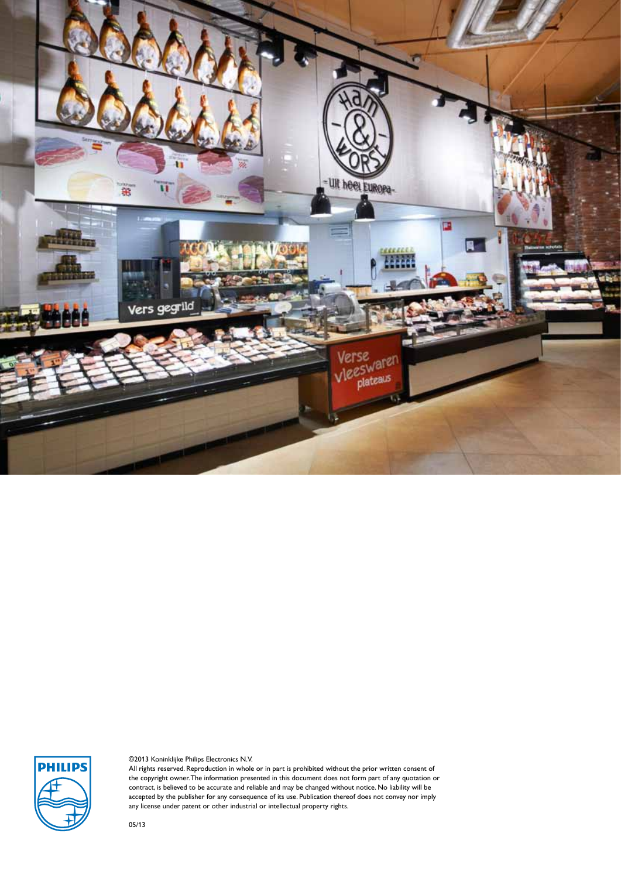©2013 Koninklijke Philips Electronics N.V.
All rights reserved. Reproduction in whole or in part is prohibited without the prior written consent of the copyright owner. The information presented in this document does not form part of any quotation or contract, is believed to be accurate and reliable and may be changed without notice. No liability will be accepted by the publisher for any consequence of its use. Publication thereof does not convey nor imply any license under patent or other industrial or intellectual property rights.

05/13